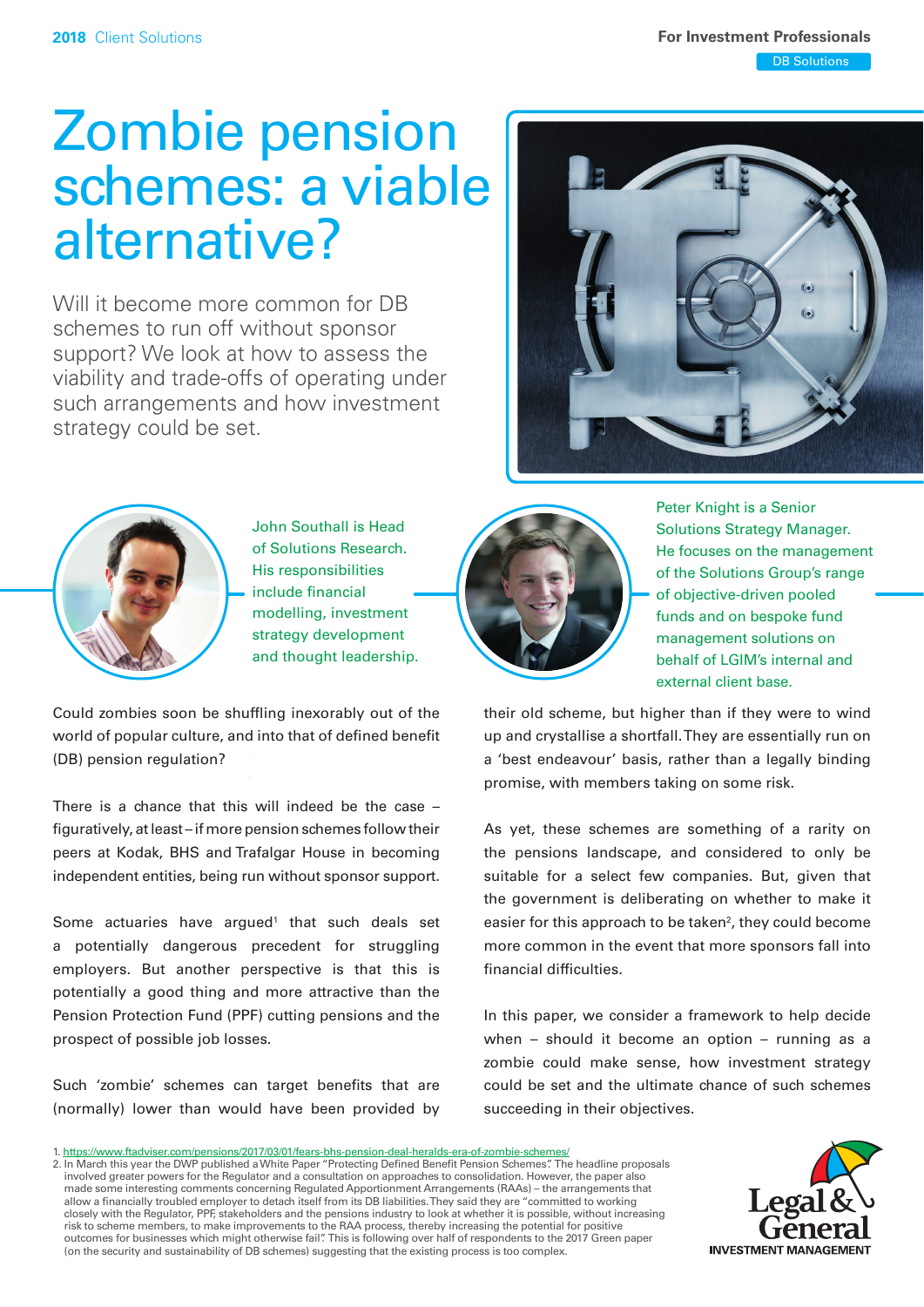2018 Client Solutions

For Investment Professionals

DB Solutions

# Zombie pension schemes: a viable alternative?

Will it become more common for DB schemes to run off without sponsor support? We look at how to assess the viability and trade-offs of operating under such arrangements and how investment strategy could be set.

John Southall is Head of Solutions Research. His responsibilities include financial modelling, investment strategy development and thought leadership.

Peter Knight is a Senior Solutions Strategy Manager. He focuses on the management of the Solutions Group's range of objective-driven pooled funds and on bespoke fund management solutions on behalf of LGIM's internal and external client base.

Could zombies soon be shuffling inexorably out of the world of popular culture, and into that of defined benefit (DB) pension regulation?

There is a chance that this will indeed be the case – figuratively, at least – if more pension schemes follow their peers at Kodak, BHS and Trafalgar House in becoming independent entities, being run without sponsor support.

Some actuaries have argued[1] that such deals set a potentially dangerous precedent for struggling employers. But another perspective is that this is potentially a good thing and more attractive than the Pension Protection Fund (PPF) cutting pensions and the prospect of possible job losses.

Such 'zombie' schemes can target benefits that are (normally) lower than would have been provided by their old scheme, but higher than if they were to wind up and crystallise a shortfall. They are essentially run on a 'best endeavour' basis, rather than a legally binding promise, with members taking on some risk.

As yet, these schemes are something of a rarity on the pensions landscape, and considered to only be suitable for a select few companies. But, given that the government is deliberating on whether to make it easier for this approach to be taken[2], they could become more common in the event that more sponsors fall into financial difficulties.

In this paper, we consider a framework to help decide when – should it become an option – running as a zombie could make sense, how investment strategy could be set and the ultimate chance of such schemes succeeding in their objectives.

1. https://www.ftadviser.com/pensions/2017/03/01/fears-bhs-pension-deal-heralds-era-of-zombie-schemes/
2. In March this year the DWP published a White Paper "Protecting Defined Benefit Pension Schemes". The headline proposals involved greater powers for the Regulator and a consultation on approaches to consolidation. However, the paper also made some interesting comments concerning Regulated Apportionment Arrangements (RAAs) – the arrangements that allow a financially troubled employer to detach itself from its DB liabilities. They said they are "committed to working closely with the Regulator, PPF, stakeholders and the pensions industry to look at whether it is possible, without increasing risk to scheme members, to make improvements to the RAA process, thereby increasing the potential for positive outcomes for businesses which might otherwise fail". This is following over half of respondents to the 2017 Green paper (on the security and sustainability of DB schemes) suggesting that the existing process is too complex.

Legal & General
INVESTMENT MANAGEMENT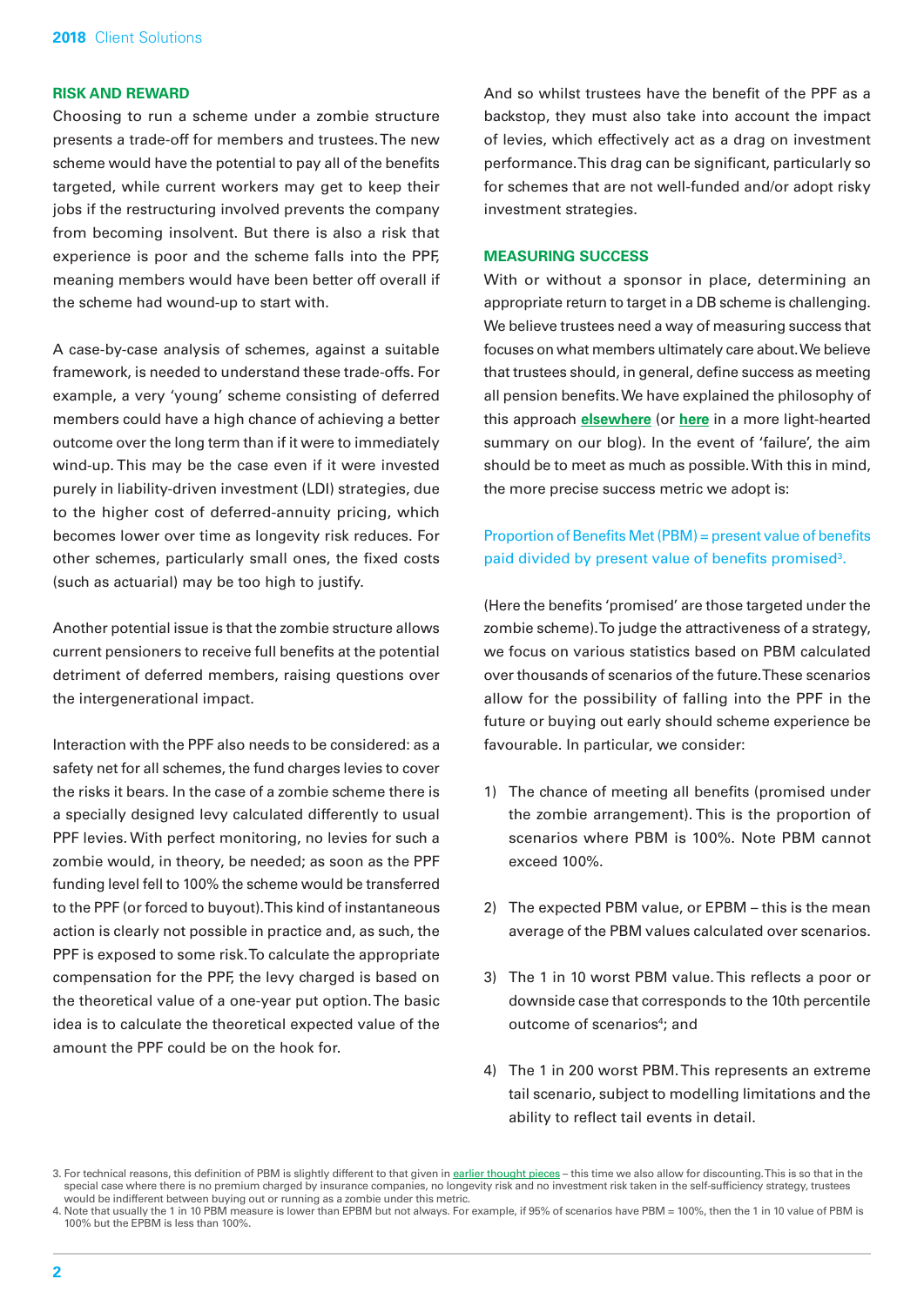## RISK AND REWARD

Choosing to run a scheme under a zombie structure presents a trade-off for members and trustees. The new scheme would have the potential to pay all of the benefits targeted, while current workers may get to keep their jobs if the restructuring involved prevents the company from becoming insolvent. But there is also a risk that experience is poor and the scheme falls into the PPF, meaning members would have been better off overall if the scheme had wound-up to start with.

A case-by-case analysis of schemes, against a suitable framework, is needed to understand these trade-offs. For example, a very 'young' scheme consisting of deferred members could have a high chance of achieving a better outcome over the long term than if it were to immediately wind-up. This may be the case even if it were invested purely in liability-driven investment (LDI) strategies, due to the higher cost of deferred-annuity pricing, which becomes lower over time as longevity risk reduces. For other schemes, particularly small ones, the fixed costs (such as actuarial) may be too high to justify.

Another potential issue is that the zombie structure allows current pensioners to receive full benefits at the potential detriment of deferred members, raising questions over the intergenerational impact.

Interaction with the PPF also needs to be considered: as a safety net for all schemes, the fund charges levies to cover the risks it bears. In the case of a zombie scheme there is a specially designed levy calculated differently to usual PPF levies. With perfect monitoring, no levies for such a zombie would, in theory, be needed; as soon as the PPF funding level fell to 100% the scheme would be transferred to the PPF (or forced to buyout). This kind of instantaneous action is clearly not possible in practice and, as such, the PPF is exposed to some risk. To calculate the appropriate compensation for the PPF, the levy charged is based on the theoretical value of a one-year put option. The basic idea is to calculate the theoretical expected value of the amount the PPF could be on the hook for.

And so whilst trustees have the benefit of the PPF as a backstop, they must also take into account the impact of levies, which effectively act as a drag on investment performance. This drag can be significant, particularly so for schemes that are not well-funded and/or adopt risky investment strategies.

## MEASURING SUCCESS

With or without a sponsor in place, determining an appropriate return to target in a DB scheme is challenging. We believe trustees need a way of measuring success that focuses on what members ultimately care about. We believe that trustees should, in general, define success as meeting all pension benefits. We have explained the philosophy of this approach **elsewhere** (or **here** in a more light-hearted summary on our blog). In the event of 'failure', the aim should be to meet as much as possible. With this in mind, the more precise success metric we adopt is:

Proportion of Benefits Met (PBM) = present value of benefits paid divided by present value of benefits promised[3].

(Here the benefits 'promised' are those targeted under the zombie scheme). To judge the attractiveness of a strategy, we focus on various statistics based on PBM calculated over thousands of scenarios of the future. These scenarios allow for the possibility of falling into the PPF in the future or buying out early should scheme experience be favourable. In particular, we consider:

1) The chance of meeting all benefits (promised under the zombie arrangement). This is the proportion of scenarios where PBM is 100%. Note PBM cannot exceed 100%.

2) The expected PBM value, or EPBM – this is the mean average of the PBM values calculated over scenarios.

3) The 1 in 10 worst PBM value. This reflects a poor or downside case that corresponds to the 10th percentile outcome of scenarios[4]; and

4) The 1 in 200 worst PBM. This represents an extreme tail scenario, subject to modelling limitations and the ability to reflect tail events in detail.

3. For technical reasons, this definition of PBM is slightly different to that given in earlier thought pieces – this time we also allow for discounting. This is so that in the special case where there is no premium charged by insurance companies, no longevity risk and no investment risk taken in the self-sufficiency strategy, trustees would be indifferent between buying out or running as a zombie under this metric.

4. Note that usually the 1 in 10 PBM measure is lower than EPBM but not always. For example, if 95% of scenarios have PBM = 100%, then the 1 in 10 value of PBM is 100% but the EPBM is less than 100%.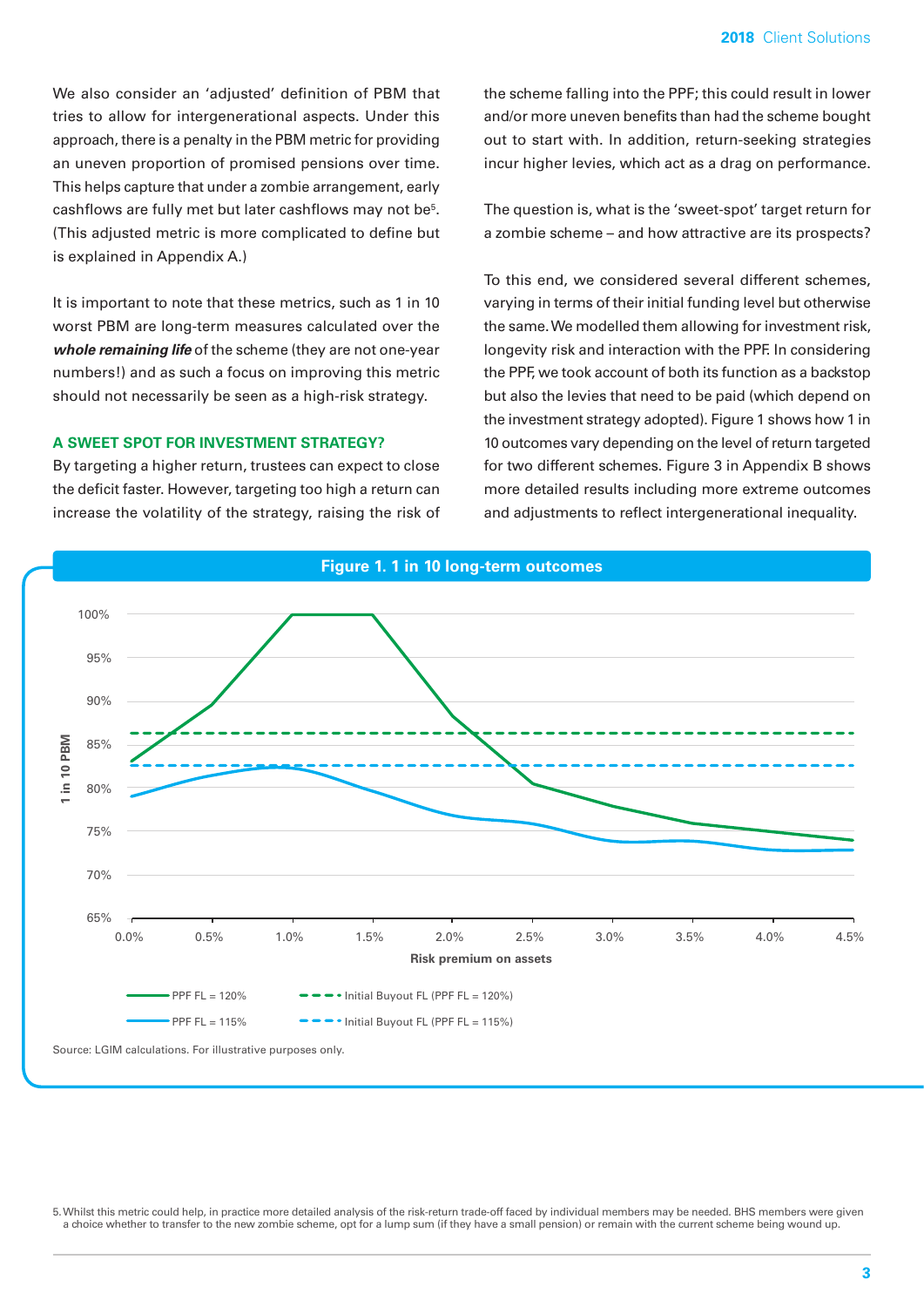We also consider an 'adjusted' definition of PBM that tries to allow for intergenerational aspects. Under this approach, there is a penalty in the PBM metric for providing an uneven proportion of promised pensions over time. This helps capture that under a zombie arrangement, early cashflows are fully met but later cashflows may not be[5]. (This adjusted metric is more complicated to define but is explained in Appendix A.)

It is important to note that these metrics, such as 1 in 10 worst PBM are long-term measures calculated over the ***whole remaining life*** of the scheme (they are not one-year numbers!) and as such a focus on improving this metric should not necessarily be seen as a high-risk strategy.

## A SWEET SPOT FOR INVESTMENT STRATEGY?

By targeting a higher return, trustees can expect to close the deficit faster. However, targeting too high a return can increase the volatility of the strategy, raising the risk of the scheme falling into the PPF; this could result in lower and/or more uneven benefits than had the scheme bought out to start with. In addition, return-seeking strategies incur higher levies, which act as a drag on performance.

The question is, what is the 'sweet-spot' target return for a zombie scheme – and how attractive are its prospects?

To this end, we considered several different schemes, varying in terms of their initial funding level but otherwise the same. We modelled them allowing for investment risk, longevity risk and interaction with the PPF. In considering the PPF, we took account of both its function as a backstop but also the levies that need to be paid (which depend on the investment strategy adopted). Figure 1 shows how 1 in 10 outcomes vary depending on the level of return targeted for two different schemes. Figure 3 in Appendix B shows more detailed results including more extreme outcomes and adjustments to reflect intergenerational inequality.

**Figure 1. 1 in 10 long-term outcomes**

Source: LGIM calculations. For illustrative purposes only.

5. Whilst this metric could help, in practice more detailed analysis of the risk-return trade-off faced by individual members may be needed. BHS members were given a choice whether to transfer to the new zombie scheme, opt for a lump sum (if they have a small pension) or remain with the current scheme being wound up.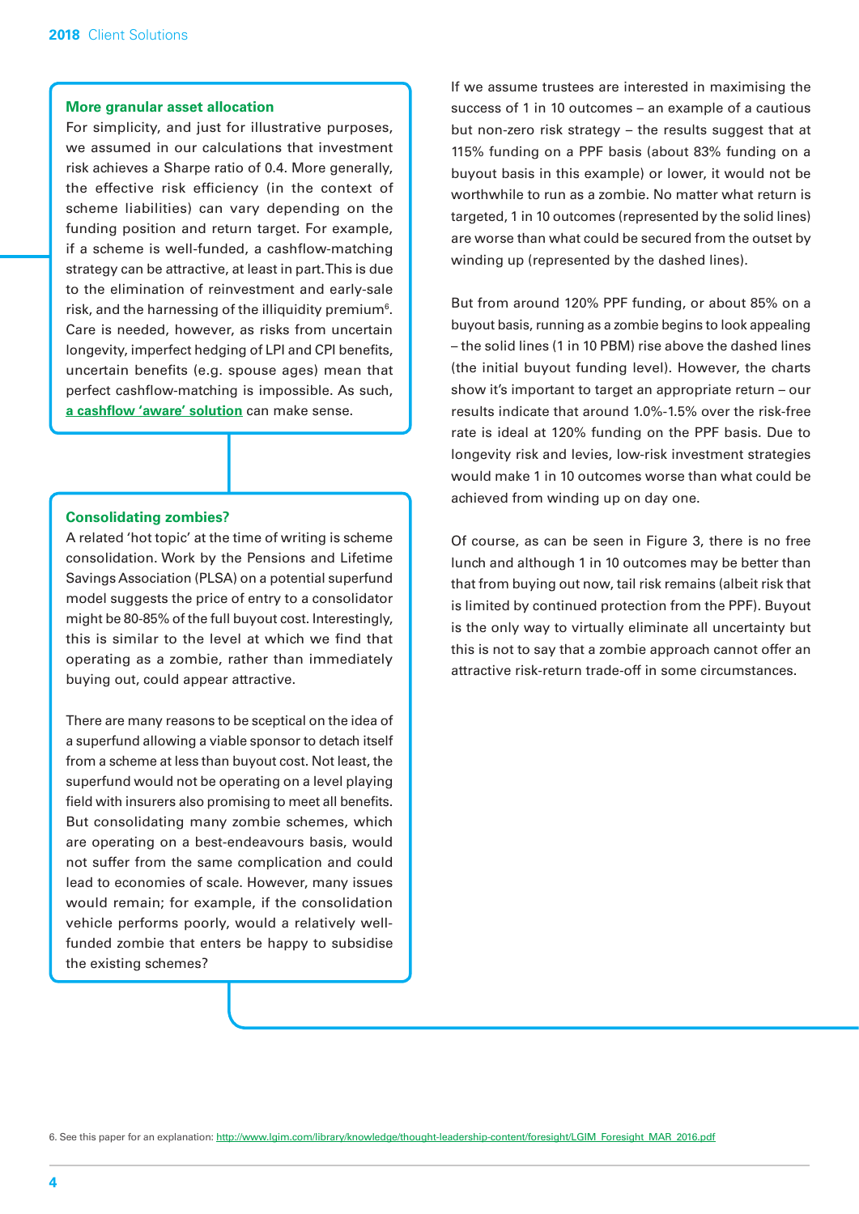### More granular asset allocation

For simplicity, and just for illustrative purposes, we assumed in our calculations that investment risk achieves a Sharpe ratio of 0.4. More generally, the effective risk efficiency (in the context of scheme liabilities) can vary depending on the funding position and return target. For example, if a scheme is well-funded, a cashflow-matching strategy can be attractive, at least in part. This is due to the elimination of reinvestment and early-sale risk, and the harnessing of the illiquidity premium[6]. Care is needed, however, as risks from uncertain longevity, imperfect hedging of LPI and CPI benefits, uncertain benefits (e.g. spouse ages) mean that perfect cashflow-matching is impossible. As such, **a cashflow 'aware' solution** can make sense.

### Consolidating zombies?

A related 'hot topic' at the time of writing is scheme consolidation. Work by the Pensions and Lifetime Savings Association (PLSA) on a potential superfund model suggests the price of entry to a consolidator might be 80-85% of the full buyout cost. Interestingly, this is similar to the level at which we find that operating as a zombie, rather than immediately buying out, could appear attractive.

There are many reasons to be sceptical on the idea of a superfund allowing a viable sponsor to detach itself from a scheme at less than buyout cost. Not least, the superfund would not be operating on a level playing field with insurers also promising to meet all benefits. But consolidating many zombie schemes, which are operating on a best-endeavours basis, would not suffer from the same complication and could lead to economies of scale. However, many issues would remain; for example, if the consolidation vehicle performs poorly, would a relatively well-funded zombie that enters be happy to subsidise the existing schemes?

If we assume trustees are interested in maximising the success of 1 in 10 outcomes – an example of a cautious but non-zero risk strategy – the results suggest that at 115% funding on a PPF basis (about 83% funding on a buyout basis in this example) or lower, it would not be worthwhile to run as a zombie. No matter what return is targeted, 1 in 10 outcomes (represented by the solid lines) are worse than what could be secured from the outset by winding up (represented by the dashed lines).

But from around 120% PPF funding, or about 85% on a buyout basis, running as a zombie begins to look appealing – the solid lines (1 in 10 PBM) rise above the dashed lines (the initial buyout funding level). However, the charts show it's important to target an appropriate return – our results indicate that around 1.0%-1.5% over the risk-free rate is ideal at 120% funding on the PPF basis. Due to longevity risk and levies, low-risk investment strategies would make 1 in 10 outcomes worse than what could be achieved from winding up on day one.

Of course, as can be seen in Figure 3, there is no free lunch and although 1 in 10 outcomes may be better than that from buying out now, tail risk remains (albeit risk that is limited by continued protection from the PPF). Buyout is the only way to virtually eliminate all uncertainty but this is not to say that a zombie approach cannot offer an attractive risk-return trade-off in some circumstances.

6. See this paper for an explanation: http://www.lgim.com/library/knowledge/thought-leadership-content/foresight/LGIM_Foresight_MAR_2016.pdf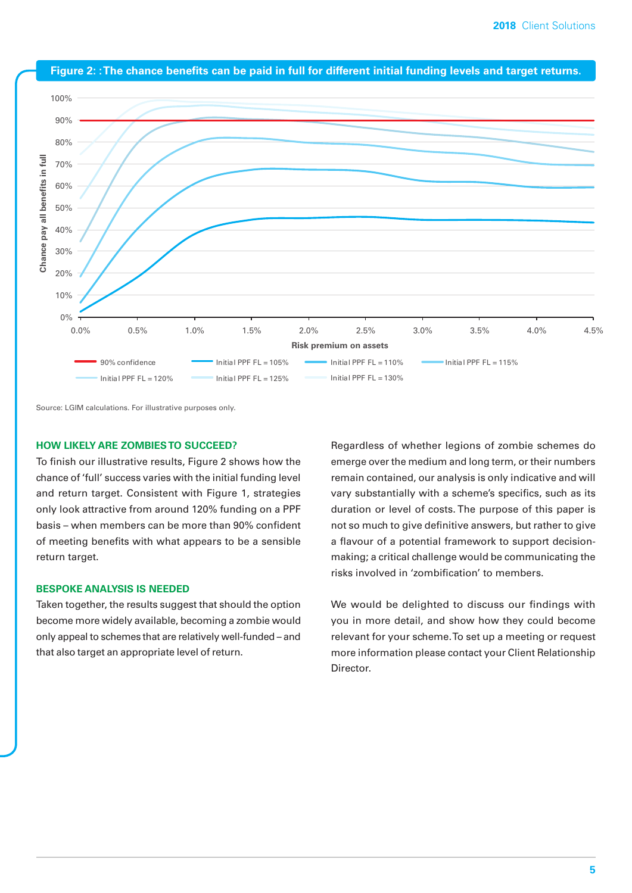**Figure 2: : The chance benefits can be paid in full for different initial funding levels and target returns.**

Source: LGIM calculations. For illustrative purposes only.

### HOW LIKELY ARE ZOMBIES TO SUCCEED?

To finish our illustrative results, Figure 2 shows how the chance of 'full' success varies with the initial funding level and return target. Consistent with Figure 1, strategies only look attractive from around 120% funding on a PPF basis – when members can be more than 90% confident of meeting benefits with what appears to be a sensible return target.

### BESPOKE ANALYSIS IS NEEDED

Taken together, the results suggest that should the option become more widely available, becoming a zombie would only appeal to schemes that are relatively well-funded – and that also target an appropriate level of return.

Regardless of whether legions of zombie schemes do emerge over the medium and long term, or their numbers remain contained, our analysis is only indicative and will vary substantially with a scheme's specifics, such as its duration or level of costs. The purpose of this paper is not so much to give definitive answers, but rather to give a flavour of a potential framework to support decision-making; a critical challenge would be communicating the risks involved in 'zombification' to members.

We would be delighted to discuss our findings with you in more detail, and show how they could become relevant for your scheme. To set up a meeting or request more information please contact your Client Relationship Director.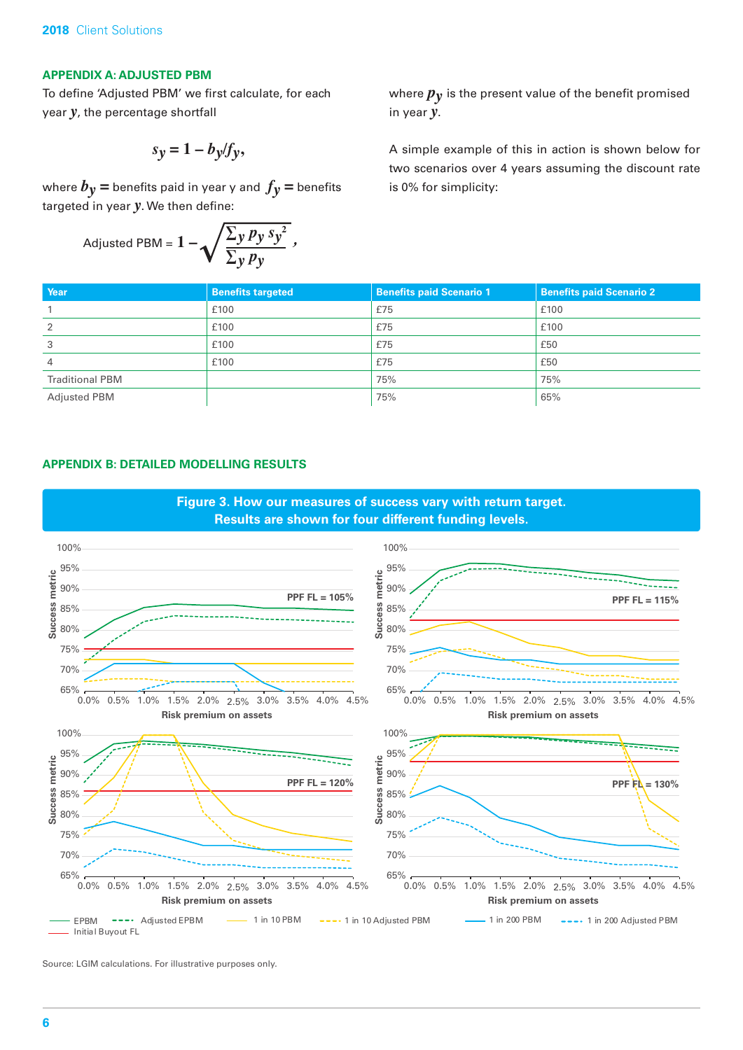## APPENDIX A: ADJUSTED PBM

To define 'Adjusted PBM' we first calculate, for each year $y$, the percentage shortfall

$$s_y = 1 - b_y/f_y,$$

where $b_y$ = benefits paid in year y and $f_y$ = benefits targeted in year $y$. We then define:

$$\text{Adjusted PBM} = 1 - \sqrt{\frac{\sum_y p_y s_y^2}{\sum_y p_y}},$$

where $p_y$ is the present value of the benefit promised in year $y$.

A simple example of this in action is shown below for two scenarios over 4 years assuming the discount rate is 0% for simplicity:

| Year | Benefits targeted | Benefits paid Scenario 1 | Benefits paid Scenario 2 |
|---|---|---|---|
| 1 | £100 | £75 | £100 |
| 2 | £100 | £75 | £100 |
| 3 | £100 | £75 | £50 |
| 4 | £100 | £75 | £50 |
| Traditional PBM | | 75% | 75% |
| Adjusted PBM | | 75% | 65% |

## APPENDIX B: DETAILED MODELLING RESULTS

**Figure 3. How our measures of success vary with return target. Results are shown for four different funding levels.**

Source: LGIM calculations. For illustrative purposes only.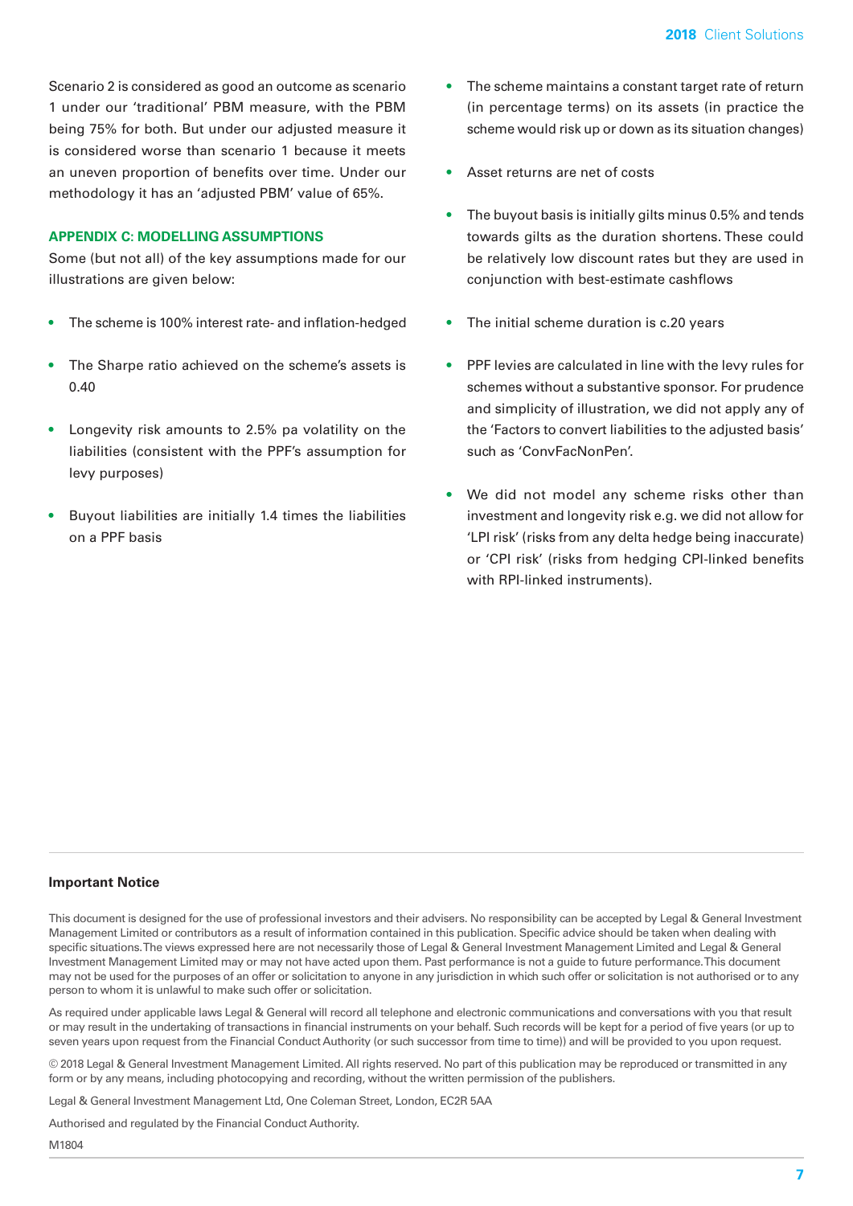Scenario 2 is considered as good an outcome as scenario 1 under our 'traditional' PBM measure, with the PBM being 75% for both. But under our adjusted measure it is considered worse than scenario 1 because it meets an uneven proportion of benefits over time. Under our methodology it has an 'adjusted PBM' value of 65%.

## APPENDIX C: MODELLING ASSUMPTIONS

Some (but not all) of the key assumptions made for our illustrations are given below:

- The scheme is 100% interest rate- and inflation-hedged
- The Sharpe ratio achieved on the scheme's assets is 0.40
- Longevity risk amounts to 2.5% pa volatility on the liabilities (consistent with the PPF's assumption for levy purposes)
- Buyout liabilities are initially 1.4 times the liabilities on a PPF basis
- The scheme maintains a constant target rate of return (in percentage terms) on its assets (in practice the scheme would risk up or down as its situation changes)
- Asset returns are net of costs
- The buyout basis is initially gilts minus 0.5% and tends towards gilts as the duration shortens. These could be relatively low discount rates but they are used in conjunction with best-estimate cashflows
- The initial scheme duration is c.20 years
- PPF levies are calculated in line with the levy rules for schemes without a substantive sponsor. For prudence and simplicity of illustration, we did not apply any of the 'Factors to convert liabilities to the adjusted basis' such as 'ConvFacNonPen'.
- We did not model any scheme risks other than investment and longevity risk e.g. we did not allow for 'LPI risk' (risks from any delta hedge being inaccurate) or 'CPI risk' (risks from hedging CPI-linked benefits with RPI-linked instruments).

**Important Notice**

This document is designed for the use of professional investors and their advisers. No responsibility can be accepted by Legal & General Investment Management Limited or contributors as a result of information contained in this publication. Specific advice should be taken when dealing with specific situations. The views expressed here are not necessarily those of Legal & General Investment Management Limited and Legal & General Investment Management Limited may or may not have acted upon them. Past performance is not a guide to future performance. This document may not be used for the purposes of an offer or solicitation to anyone in any jurisdiction in which such offer or solicitation is not authorised or to any person to whom it is unlawful to make such offer or solicitation.

As required under applicable laws Legal & General will record all telephone and electronic communications and conversations with you that result or may result in the undertaking of transactions in financial instruments on your behalf. Such records will be kept for a period of five years (or up to seven years upon request from the Financial Conduct Authority (or such successor from time to time)) and will be provided to you upon request.

© 2018 Legal & General Investment Management Limited. All rights reserved. No part of this publication may be reproduced or transmitted in any form or by any means, including photocopying and recording, without the written permission of the publishers.

Legal & General Investment Management Ltd, One Coleman Street, London, EC2R 5AA

Authorised and regulated by the Financial Conduct Authority.

M1804